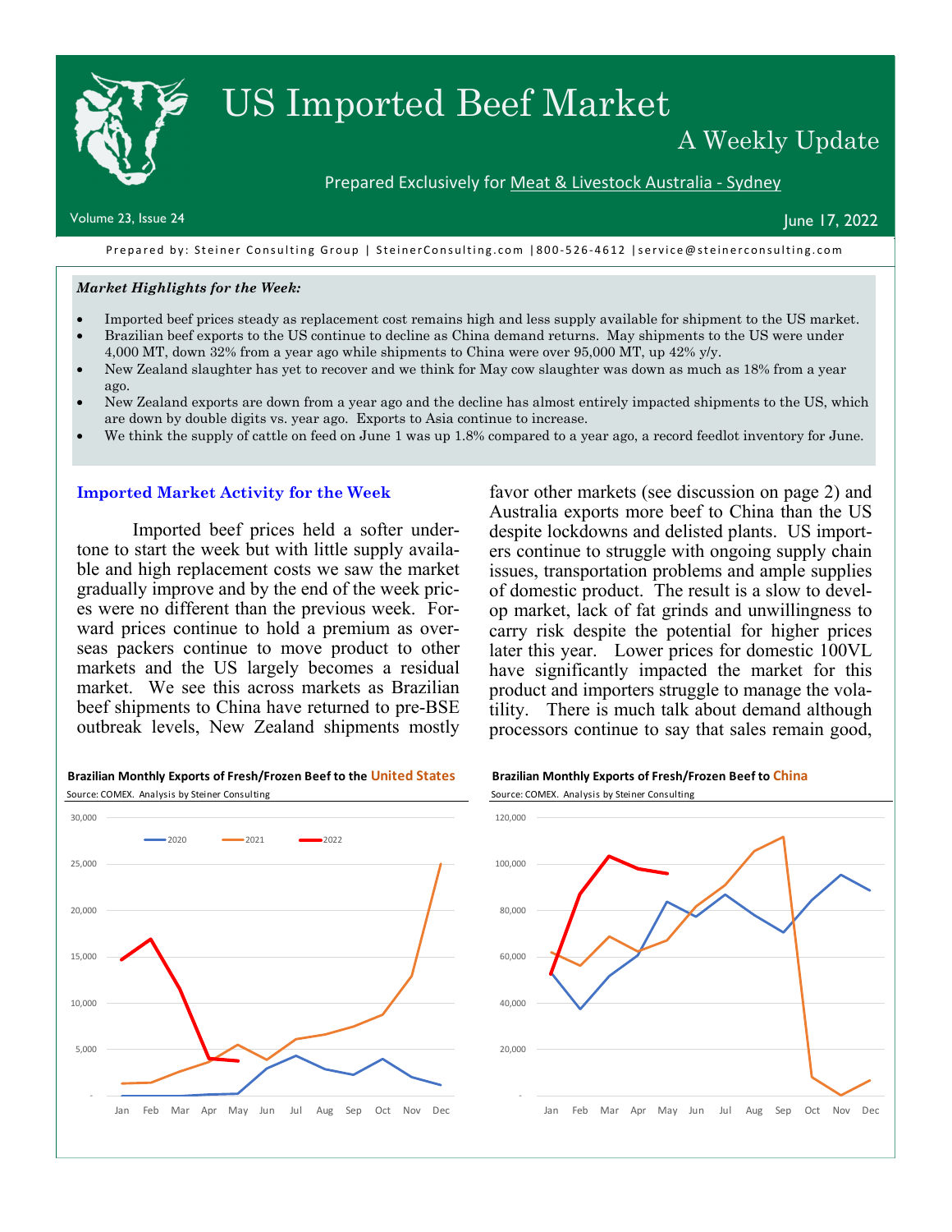# US Imported Beef Market

## A Weekly Update

Prepared Exclusively for Meat & Livestock Australia - Sydney

Volume 23, Issue 24 — June 17, 2022

Prepared by: Steiner Consulting Group | SteinerConsulting.com | 800-526-4612 | service@steinerconsulting.com

***Market Highlights for the Week:***

- Imported beef prices steady as replacement cost remains high and less supply available for shipment to the US market.
- Brazilian beef exports to the US continue to decline as China demand returns. May shipments to the US were under 4,000 MT, down 32% from a year ago while shipments to China were over 95,000 MT, up 42% y/y.
- New Zealand slaughter has yet to recover and we think for May cow slaughter was down as much as 18% from a year ago.
- New Zealand exports are down from a year ago and the decline has almost entirely impacted shipments to the US, which are down by double digits vs. year ago. Exports to Asia continue to increase.
- We think the supply of cattle on feed on June 1 was up 1.8% compared to a year ago, a record feedlot inventory for June.

### Imported Market Activity for the Week

Imported beef prices held a softer undertone to start the week but with little supply available and high replacement costs we saw the market gradually improve and by the end of the week prices were no different than the previous week. Forward prices continue to hold a premium as overseas packers continue to move product to other markets and the US largely becomes a residual market. We see this across markets as Brazilian beef shipments to China have returned to pre-BSE outbreak levels, New Zealand shipments mostly favor other markets (see discussion on page 2) and Australia exports more beef to China than the US despite lockdowns and delisted plants. US importers continue to struggle with ongoing supply chain issues, transportation problems and ample supplies of domestic product. The result is a slow to develop market, lack of fat grinds and unwillingness to carry risk despite the potential for higher prices later this year. Lower prices for domestic 100VL have significantly impacted the market for this product and importers struggle to manage the volatility. There is much talk about demand although processors continue to say that sales remain good,

**Brazilian Monthly Exports of Fresh/Frozen Beef to the United States**
Source: COMEX. Analysis by Steiner Consulting

**Brazilian Monthly Exports of Fresh/Frozen Beef to China**
Source: COMEX. Analysis by Steiner Consulting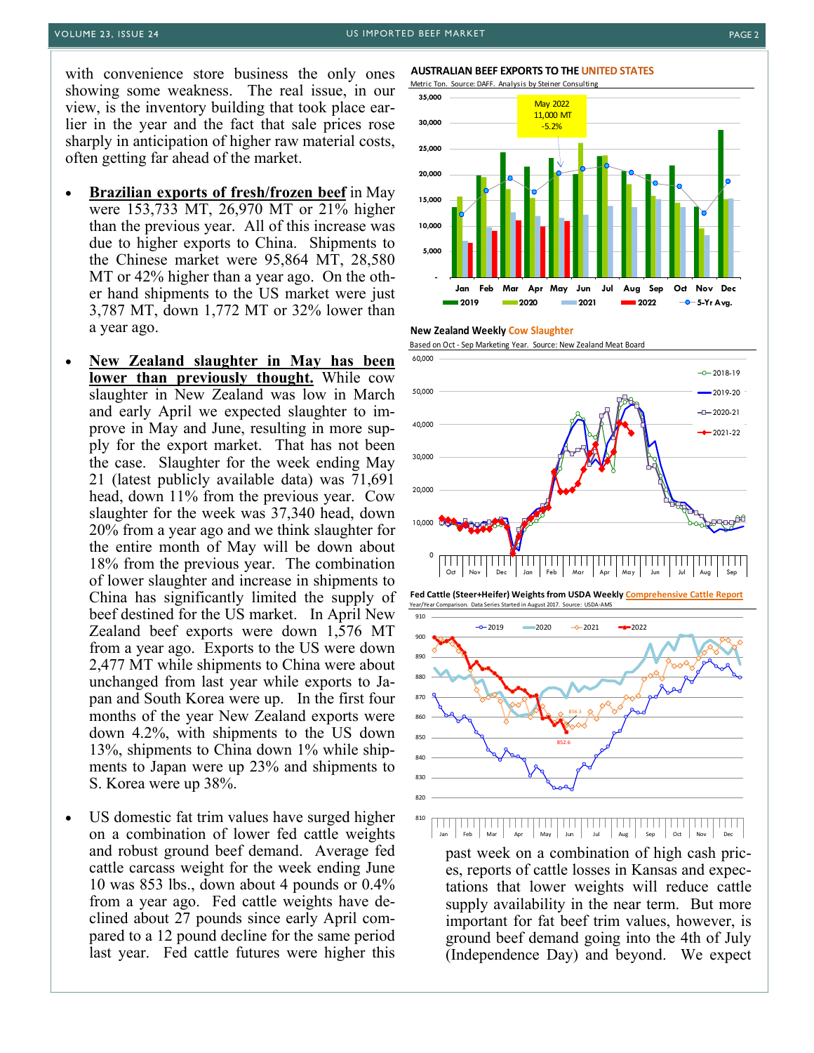with convenience store business the only ones showing some weakness. The real issue, in our view, is the inventory building that took place earlier in the year and the fact that sale prices rose sharply in anticipation of higher raw material costs, often getting far ahead of the market.

- **Brazilian exports of fresh/frozen beef** in May were 153,733 MT, 26,970 MT or 21% higher than the previous year. All of this increase was due to higher exports to China. Shipments to the Chinese market were 95,864 MT, 28,580 MT or 42% higher than a year ago. On the other hand shipments to the US market were just 3,787 MT, down 1,772 MT or 32% lower than a year ago.

- **New Zealand slaughter in May has been lower than previously thought.** While cow slaughter in New Zealand was low in March and early April we expected slaughter to improve in May and June, resulting in more supply for the export market. That has not been the case. Slaughter for the week ending May 21 (latest publicly available data) was 71,691 head, down 11% from the previous year. Cow slaughter for the week was 37,340 head, down 20% from a year ago and we think slaughter for the entire month of May will be down about 18% from the previous year. The combination of lower slaughter and increase in shipments to China has significantly limited the supply of beef destined for the US market. In April New Zealand beef exports were down 1,576 MT from a year ago. Exports to the US were down 2,477 MT while shipments to China were about unchanged from last year while exports to Japan and South Korea were up. In the first four months of the year New Zealand exports were down 4.2%, with shipments to the US down 13%, shipments to China down 1% while shipments to Japan were up 23% and shipments to S. Korea were up 38%.

- US domestic fat trim values have surged higher on a combination of lower fed cattle weights and robust ground beef demand. Average fed cattle carcass weight for the week ending June 10 was 853 lbs., down about 4 pounds or 0.4% from a year ago. Fed cattle weights have declined about 27 pounds since early April compared to a 12 pound decline for the same period last year. Fed cattle futures were higher this past week on a combination of high cash prices, reports of cattle losses in Kansas and expectations that lower weights will reduce cattle supply availability in the near term. But more important for fat beef trim values, however, is ground beef demand going into the 4th of July (Independence Day) and beyond. We expect

**AUSTRALIAN BEEF EXPORTS TO THE UNITED STATES**
Metric Ton. Source: DAFF. Analysis by Steiner Consulting

**New Zealand Weekly Cow Slaughter**
Based on Oct - Sep Marketing Year. Source: New Zealand Meat Board

**Fed Cattle (Steer+Heifer) Weights from USDA Weekly Comprehensive Cattle Report**
Year/Year Comparison. Data Series Started in August 2017. Source: USDA-AMS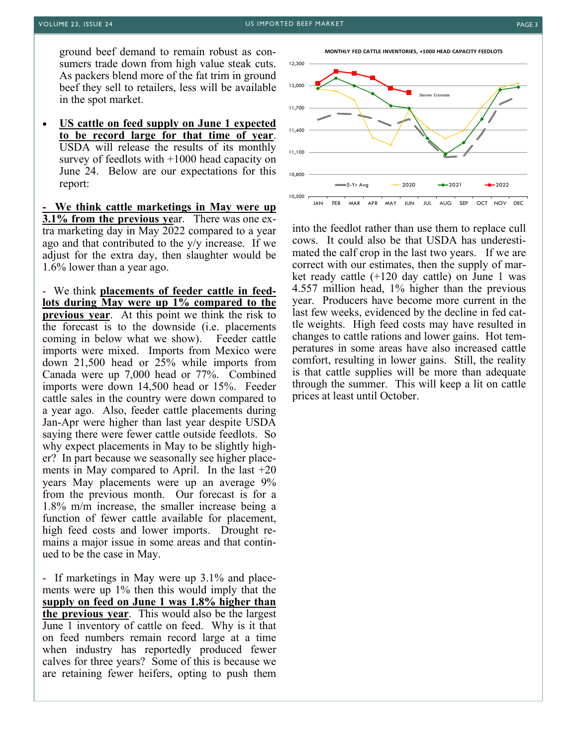ground beef demand to remain robust as consumers trade down from high value steak cuts. As packers blend more of the fat trim in ground beef they sell to retailers, less will be available in the spot market.

- **US cattle on feed supply on June 1 expected to be record large for that time of year**. USDA will release the results of its monthly survey of feedlots with +1000 head capacity on June 24. Below are our expectations for this report:

**- We think cattle marketings in May were up 3.1% from the previous ye**ar. There was one extra marketing day in May 2022 compared to a year ago and that contributed to the y/y increase. If we adjust for the extra day, then slaughter would be 1.6% lower than a year ago.

- We think **placements of feeder cattle in feedlots during May were up 1% compared to the previous year**. At this point we think the risk to the forecast is to the downside (i.e. placements coming in below what we show). Feeder cattle imports were mixed. Imports from Mexico were down 21,500 head or 25% while imports from Canada were up 7,000 head or 77%. Combined imports were down 14,500 head or 15%. Feeder cattle sales in the country were down compared to a year ago. Also, feeder cattle placements during Jan-Apr were higher than last year despite USDA saying there were fewer cattle outside feedlots. So why expect placements in May to be slightly higher? In part because we seasonally see higher placements in May compared to April. In the last +20 years May placements were up an average 9% from the previous month. Our forecast is for a 1.8% m/m increase, the smaller increase being a function of fewer cattle available for placement, high feed costs and lower imports. Drought remains a major issue in some areas and that continued to be the case in May.

- If marketings in May were up 3.1% and placements were up 1% then this would imply that the **supply on feed on June 1 was 1.8% higher than the previous year**. This would also be the largest June 1 inventory of cattle on feed. Why is it that on feed numbers remain record large at a time when industry has reportedly produced fewer calves for three years? Some of this is because we are retaining fewer heifers, opting to push them into the feedlot rather than use them to replace cull cows. It could also be that USDA has underestimated the calf crop in the last two years. If we are correct with our estimates, then the supply of market ready cattle (+120 day cattle) on June 1 was 4.557 million head, 1% higher than the previous year. Producers have become more current in the last few weeks, evidenced by the decline in fed cattle weights. High feed costs may have resulted in changes to cattle rations and lower gains. Hot temperatures in some areas have also increased cattle comfort, resulting in lower gains. Still, the reality is that cattle supplies will be more than adequate through the summer. This will keep a lit on cattle prices at least until October.

**MONTHLY FED CATTLE INVENTORIES, +1000 HEAD CAPACITY FEEDLOTS**

(Chart: Y-axis 10,500 to 12,300; X-axis JAN–DEC; series: 5-Yr Avg, 2020, 2021, 2022; annotation: Steiner Estimate)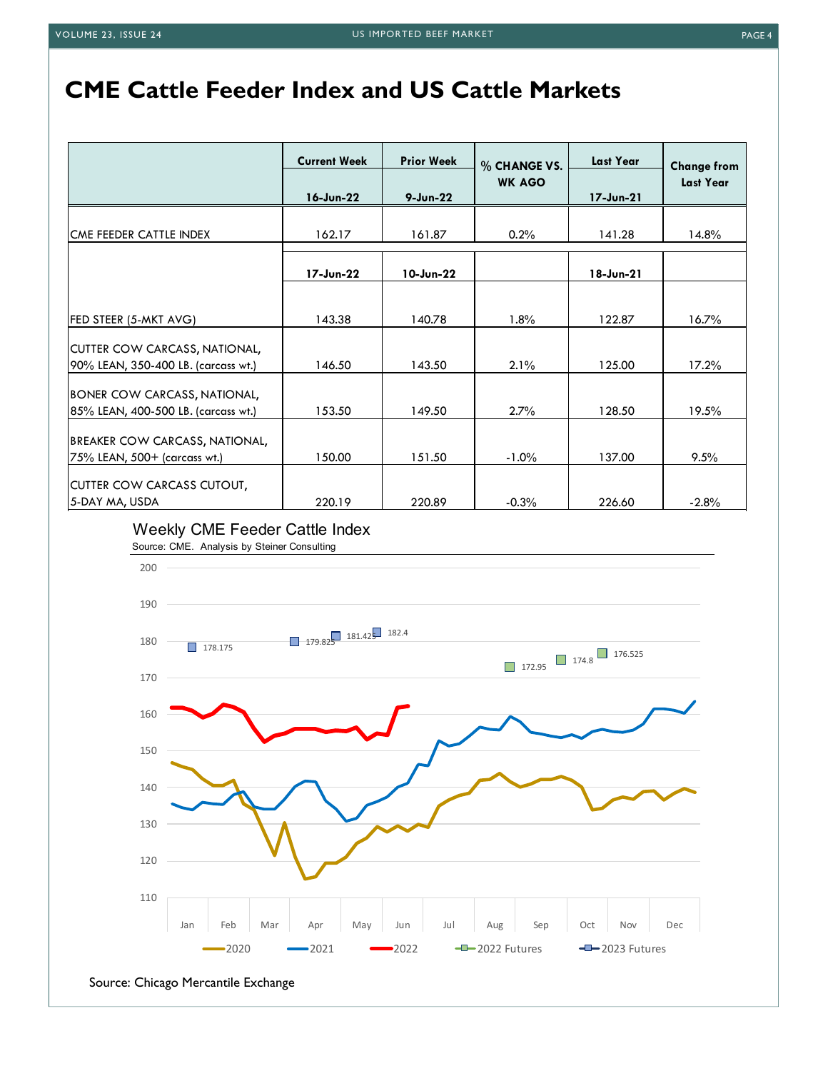# CME Cattle Feeder Index and US Cattle Markets

| | Current Week | Prior Week | % CHANGE VS. WK AGO | Last Year | Change from Last Year |
|---|---|---|---|---|---|
| | 16-Jun-22 | 9-Jun-22 | | 17-Jun-21 | |
| CME FEEDER CATTLE INDEX | 162.17 | 161.87 | 0.2% | 141.28 | 14.8% |
| | 17-Jun-22 | 10-Jun-22 | | 18-Jun-21 | |
| FED STEER (5-MKT AVG) | 143.38 | 140.78 | 1.8% | 122.87 | 16.7% |
| CUTTER COW CARCASS, NATIONAL, 90% LEAN, 350-400 LB. (carcass wt.) | 146.50 | 143.50 | 2.1% | 125.00 | 17.2% |
| BONER COW CARCASS, NATIONAL, 85% LEAN, 400-500 LB. (carcass wt.) | 153.50 | 149.50 | 2.7% | 128.50 | 19.5% |
| BREAKER COW CARCASS, NATIONAL, 75% LEAN, 500+ (carcass wt.) | 150.00 | 151.50 | -1.0% | 137.00 | 9.5% |
| CUTTER COW CARCASS CUTOUT, 5-DAY MA, USDA | 220.19 | 220.89 | -0.3% | 226.60 | -2.8% |

Weekly CME Feeder Cattle Index

Source: CME. Analysis by Steiner Consulting

Source: Chicago Mercantile Exchange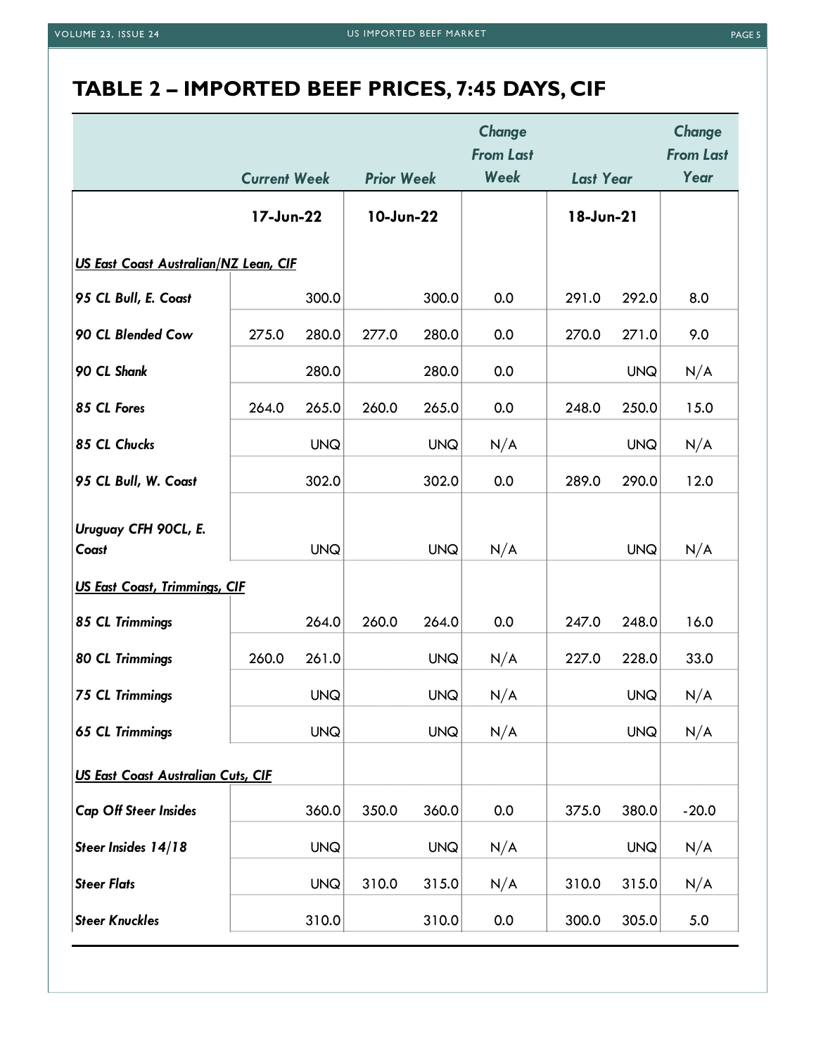## TABLE 2 – IMPORTED BEEF PRICES, 7:45 DAYS, CIF

| | Current Week | | Prior Week | | Change From Last Week | Last Year | | Change From Last Year |
|---|---|---|---|---|---|---|---|---|
| | 17-Jun-22 | | 10-Jun-22 | | | 18-Jun-21 | | |
| ***US East Coast Australian/NZ Lean, CIF*** | | | | | | | | |
| *95 CL Bull, E. Coast* | | 300.0 | | 300.0 | 0.0 | 291.0 | 292.0 | 8.0 |
| *90 CL Blended Cow* | 275.0 | 280.0 | 277.0 | 280.0 | 0.0 | 270.0 | 271.0 | 9.0 |
| *90 CL Shank* | | 280.0 | | 280.0 | 0.0 | | UNQ | N/A |
| *85 CL Fores* | 264.0 | 265.0 | 260.0 | 265.0 | 0.0 | 248.0 | 250.0 | 15.0 |
| *85 CL Chucks* | | UNQ | | UNQ | N/A | | UNQ | N/A |
| *95 CL Bull, W. Coast* | | 302.0 | | 302.0 | 0.0 | 289.0 | 290.0 | 12.0 |
| *Uruguay CFH 90CL, E. Coast* | | UNQ | | UNQ | N/A | | UNQ | N/A |
| ***US East Coast, Trimmings, CIF*** | | | | | | | | |
| *85 CL Trimmings* | | 264.0 | 260.0 | 264.0 | 0.0 | 247.0 | 248.0 | 16.0 |
| *80 CL Trimmings* | 260.0 | 261.0 | | UNQ | N/A | 227.0 | 228.0 | 33.0 |
| *75 CL Trimmings* | | UNQ | | UNQ | N/A | | UNQ | N/A |
| *65 CL Trimmings* | | UNQ | | UNQ | N/A | | UNQ | N/A |
| ***US East Coast Australian Cuts, CIF*** | | | | | | | | |
| *Cap Off Steer Insides* | | 360.0 | 350.0 | 360.0 | 0.0 | 375.0 | 380.0 | -20.0 |
| *Steer Insides 14/18* | | UNQ | | UNQ | N/A | | UNQ | N/A |
| *Steer Flats* | | UNQ | 310.0 | 315.0 | N/A | 310.0 | 315.0 | N/A |
| *Steer Knuckles* | | 310.0 | | 310.0 | 0.0 | 300.0 | 305.0 | 5.0 |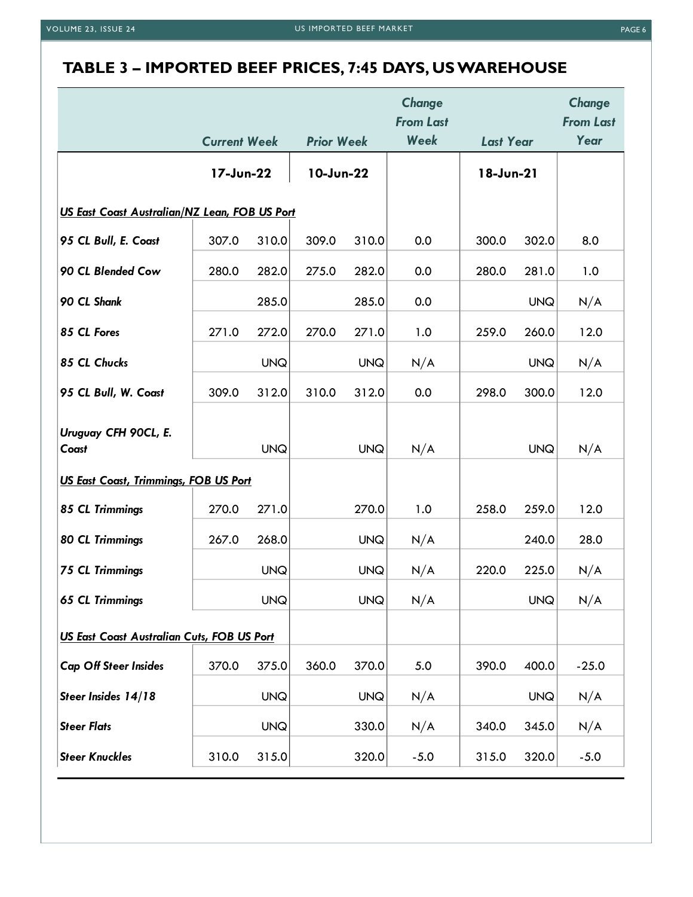## TABLE 3 – IMPORTED BEEF PRICES, 7:45 DAYS, US WAREHOUSE

| | Current Week | | Prior Week | | Change From Last Week | Last Year | | Change From Last Year |
|---|---|---|---|---|---|---|---|---|
| | 17-Jun-22 | | 10-Jun-22 | | | 18-Jun-21 | | |
| ***US East Coast Australian/NZ Lean, FOB US Port*** | | | | | | | | |
| ***95 CL Bull, E. Coast*** | 307.0 | 310.0 | 309.0 | 310.0 | 0.0 | 300.0 | 302.0 | 8.0 |
| ***90 CL Blended Cow*** | 280.0 | 282.0 | 275.0 | 282.0 | 0.0 | 280.0 | 281.0 | 1.0 |
| ***90 CL Shank*** | | 285.0 | | 285.0 | 0.0 | | UNQ | N/A |
| ***85 CL Fores*** | 271.0 | 272.0 | 270.0 | 271.0 | 1.0 | 259.0 | 260.0 | 12.0 |
| ***85 CL Chucks*** | | UNQ | | UNQ | N/A | | UNQ | N/A |
| ***95 CL Bull, W. Coast*** | 309.0 | 312.0 | 310.0 | 312.0 | 0.0 | 298.0 | 300.0 | 12.0 |
| ***Uruguay CFH 90CL, E. Coast*** | | UNQ | | UNQ | N/A | | UNQ | N/A |
| ***US East Coast, Trimmings, FOB US Port*** | | | | | | | | |
| ***85 CL Trimmings*** | 270.0 | 271.0 | | 270.0 | 1.0 | 258.0 | 259.0 | 12.0 |
| ***80 CL Trimmings*** | 267.0 | 268.0 | | UNQ | N/A | | 240.0 | 28.0 |
| ***75 CL Trimmings*** | | UNQ | | UNQ | N/A | 220.0 | 225.0 | N/A |
| ***65 CL Trimmings*** | | UNQ | | UNQ | N/A | | UNQ | N/A |
| ***US East Coast Australian Cuts, FOB US Port*** | | | | | | | | |
| ***Cap Off Steer Insides*** | 370.0 | 375.0 | 360.0 | 370.0 | 5.0 | 390.0 | 400.0 | -25.0 |
| ***Steer Insides 14/18*** | | UNQ | | UNQ | N/A | | UNQ | N/A |
| ***Steer Flats*** | | UNQ | | 330.0 | N/A | 340.0 | 345.0 | N/A |
| ***Steer Knuckles*** | 310.0 | 315.0 | | 320.0 | -5.0 | 315.0 | 320.0 | -5.0 |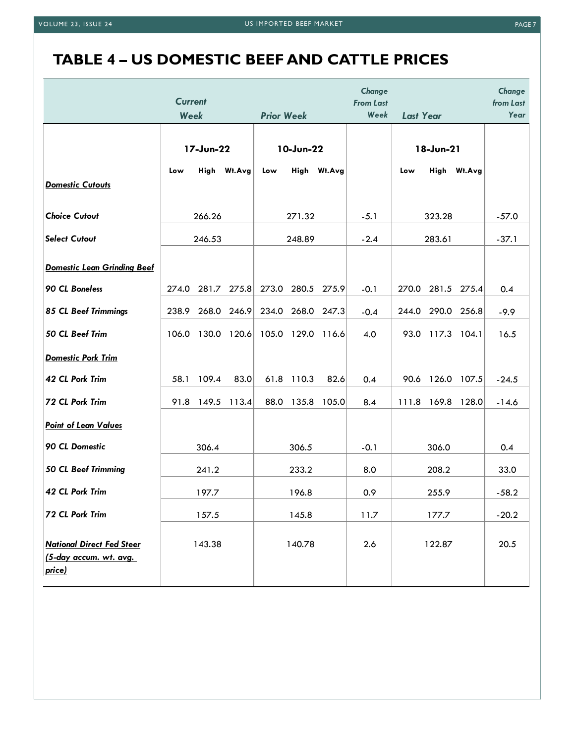## TABLE 4 – US DOMESTIC BEEF AND CATTLE PRICES

| | Current Week | | | Prior Week | | | Change From Last Week | Last Year | | | Change from Last Year |
|---|---|---|---|---|---|---|---|---|---|---|---|
| | 17-Jun-22 | | | 10-Jun-22 | | | | 18-Jun-21 | | | |
| | Low | High | Wt.Avg | Low | High | Wt.Avg | | Low | High | Wt.Avg | |
| ***Domestic Cutouts*** | | | | | | | | | | | |
| ***Choice Cutout*** | | 266.26 | | | 271.32 | | -5.1 | | 323.28 | | -57.0 |
| ***Select Cutout*** | | 246.53 | | | 248.89 | | -2.4 | | 283.61 | | -37.1 |
| ***Domestic Lean Grinding Beef*** | | | | | | | | | | | |
| ***90 CL Boneless*** | 274.0 | 281.7 | 275.8 | 273.0 | 280.5 | 275.9 | -0.1 | 270.0 | 281.5 | 275.4 | 0.4 |
| ***85 CL Beef Trimmings*** | 238.9 | 268.0 | 246.9 | 234.0 | 268.0 | 247.3 | -0.4 | 244.0 | 290.0 | 256.8 | -9.9 |
| ***50 CL Beef Trim*** | 106.0 | 130.0 | 120.6 | 105.0 | 129.0 | 116.6 | 4.0 | 93.0 | 117.3 | 104.1 | 16.5 |
| ***Domestic Pork Trim*** | | | | | | | | | | | |
| ***42 CL Pork Trim*** | 58.1 | 109.4 | 83.0 | 61.8 | 110.3 | 82.6 | 0.4 | 90.6 | 126.0 | 107.5 | -24.5 |
| ***72 CL Pork Trim*** | 91.8 | 149.5 | 113.4 | 88.0 | 135.8 | 105.0 | 8.4 | 111.8 | 169.8 | 128.0 | -14.6 |
| ***Point of Lean Values*** | | | | | | | | | | | |
| ***90 CL Domestic*** | | 306.4 | | | 306.5 | | -0.1 | | 306.0 | | 0.4 |
| ***50 CL Beef Trimming*** | | 241.2 | | | 233.2 | | 8.0 | | 208.2 | | 33.0 |
| ***42 CL Pork Trim*** | | 197.7 | | | 196.8 | | 0.9 | | 255.9 | | -58.2 |
| ***72 CL Pork Trim*** | | 157.5 | | | 145.8 | | 11.7 | | 177.7 | | -20.2 |
| ***National Direct Fed Steer (5-day accum. wt. avg. price)*** | | 143.38 | | | 140.78 | | 2.6 | | 122.87 | | 20.5 |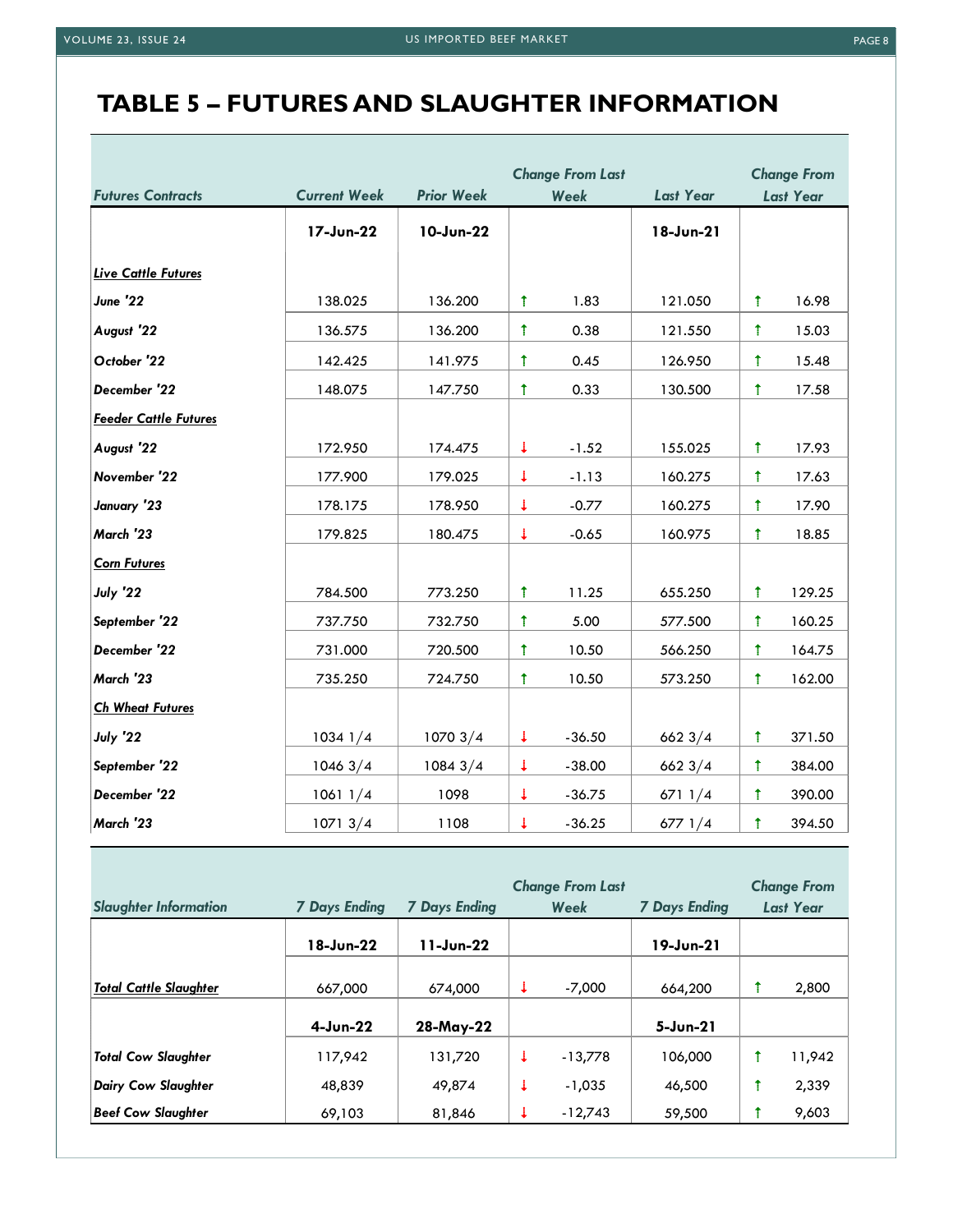# TABLE 5 – FUTURES AND SLAUGHTER INFORMATION

| *Futures Contracts* | *Current Week* | *Prior Week* | *Change From Last Week* | *Last Year* | *Change From Last Year* |
|---|---|---|---|---|---|
| | **17-Jun-22** | **10-Jun-22** | | **18-Jun-21** | |
| ***Live Cattle Futures*** | | | | | |
| ***June '22*** | 138.025 | 136.200 | ↑ 1.83 | 121.050 | ↑ 16.98 |
| ***August '22*** | 136.575 | 136.200 | ↑ 0.38 | 121.550 | ↑ 15.03 |
| ***October '22*** | 142.425 | 141.975 | ↑ 0.45 | 126.950 | ↑ 15.48 |
| ***December '22*** | 148.075 | 147.750 | ↑ 0.33 | 130.500 | ↑ 17.58 |
| ***Feeder Cattle Futures*** | | | | | |
| ***August '22*** | 172.950 | 174.475 | ↓ -1.52 | 155.025 | ↑ 17.93 |
| ***November '22*** | 177.900 | 179.025 | ↓ -1.13 | 160.275 | ↑ 17.63 |
| ***January '23*** | 178.175 | 178.950 | ↓ -0.77 | 160.275 | ↑ 17.90 |
| ***March '23*** | 179.825 | 180.475 | ↓ -0.65 | 160.975 | ↑ 18.85 |
| ***Corn Futures*** | | | | | |
| ***July '22*** | 784.500 | 773.250 | ↑ 11.25 | 655.250 | ↑ 129.25 |
| ***September '22*** | 737.750 | 732.750 | ↑ 5.00 | 577.500 | ↑ 160.25 |
| ***December '22*** | 731.000 | 720.500 | ↑ 10.50 | 566.250 | ↑ 164.75 |
| ***March '23*** | 735.250 | 724.750 | ↑ 10.50 | 573.250 | ↑ 162.00 |
| ***Ch Wheat Futures*** | | | | | |
| ***July '22*** | 1034 1/4 | 1070 3/4 | ↓ -36.50 | 662 3/4 | ↑ 371.50 |
| ***September '22*** | 1046 3/4 | 1084 3/4 | ↓ -38.00 | 662 3/4 | ↑ 384.00 |
| ***December '22*** | 1061 1/4 | 1098 | ↓ -36.75 | 671 1/4 | ↑ 390.00 |
| ***March '23*** | 1071 3/4 | 1108 | ↓ -36.25 | 677 1/4 | ↑ 394.50 |

| *Slaughter Information* | *7 Days Ending* | *7 Days Ending* | *Change From Last Week* | *7 Days Ending* | *Change From Last Year* |
|---|---|---|---|---|---|
| | **18-Jun-22** | **11-Jun-22** | | **19-Jun-21** | |
| ***Total Cattle Slaughter*** | 667,000 | 674,000 | ↓ -7,000 | 664,200 | ↑ 2,800 |
| | **4-Jun-22** | **28-May-22** | | **5-Jun-21** | |
| ***Total Cow Slaughter*** | 117,942 | 131,720 | ↓ -13,778 | 106,000 | ↑ 11,942 |
| ***Dairy Cow Slaughter*** | 48,839 | 49,874 | ↓ -1,035 | 46,500 | ↑ 2,339 |
| ***Beef Cow Slaughter*** | 69,103 | 81,846 | ↓ -12,743 | 59,500 | ↑ 9,603 |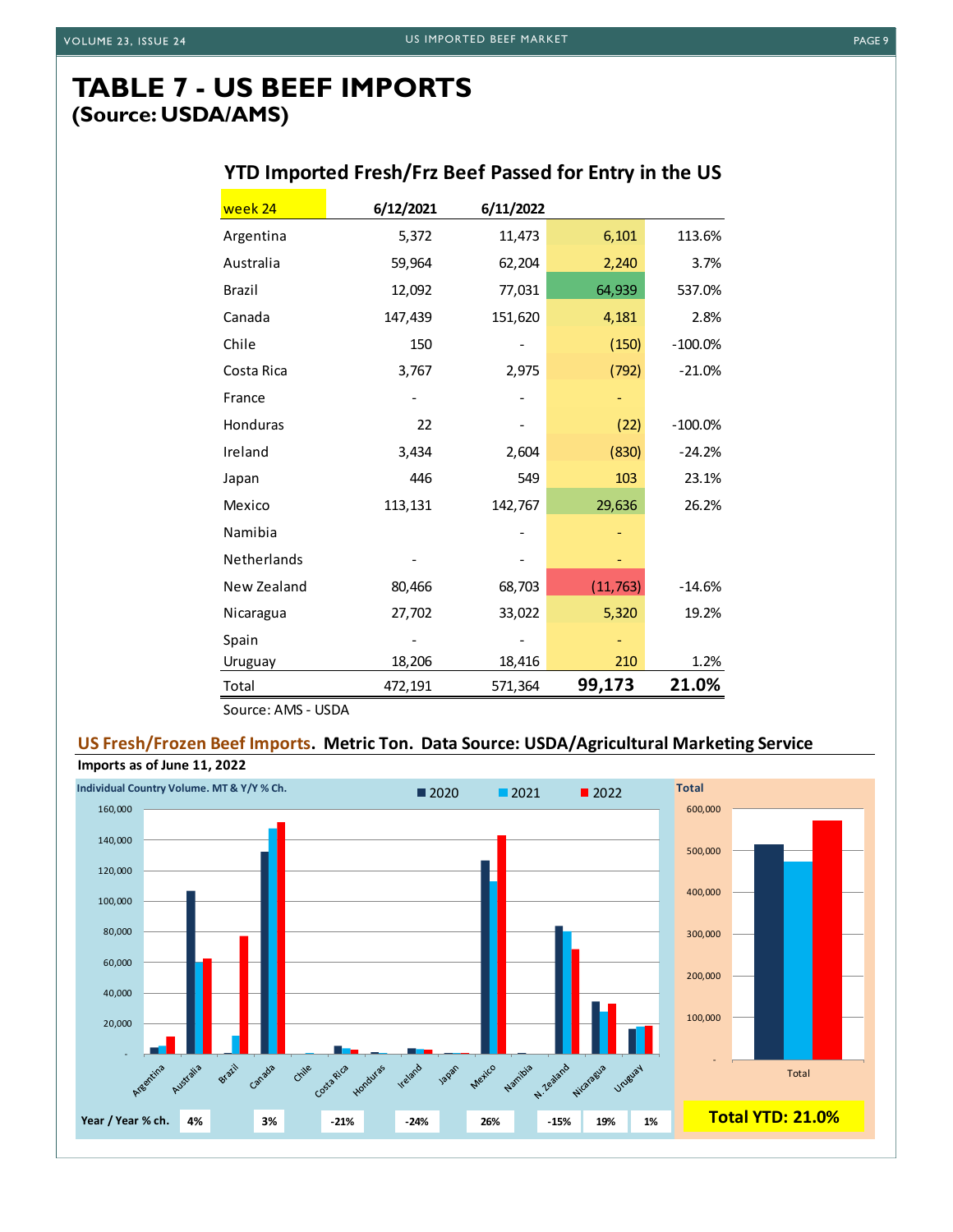# TABLE 7 - US BEEF IMPORTS
## (Source: USDA/AMS)

### YTD Imported Fresh/Frz Beef Passed for Entry in the US

| week 24 | 6/12/2021 | 6/11/2022 | | |
|---|---|---|---|---|
| Argentina | 5,372 | 11,473 | 6,101 | 113.6% |
| Australia | 59,964 | 62,204 | 2,240 | 3.7% |
| Brazil | 12,092 | 77,031 | 64,939 | 537.0% |
| Canada | 147,439 | 151,620 | 4,181 | 2.8% |
| Chile | 150 | - | (150) | -100.0% |
| Costa Rica | 3,767 | 2,975 | (792) | -21.0% |
| France | - | - | - | |
| Honduras | 22 | - | (22) | -100.0% |
| Ireland | 3,434 | 2,604 | (830) | -24.2% |
| Japan | 446 | 549 | 103 | 23.1% |
| Mexico | 113,131 | 142,767 | 29,636 | 26.2% |
| Namibia | | - | - | |
| Netherlands | - | - | - | |
| New Zealand | 80,466 | 68,703 | (11,763) | -14.6% |
| Nicaragua | 27,702 | 33,022 | 5,320 | 19.2% |
| Spain | - | - | - | |
| Uruguay | 18,206 | 18,416 | 210 | 1.2% |
| Total | 472,191 | 571,364 | **99,173** | **21.0%** |

Source: AMS - USDA

### US Fresh/Frozen Beef Imports. Metric Ton. Data Source: USDA/Agricultural Marketing Service

**Imports as of June 11, 2022**

Individual Country Volume. MT & Y/Y % Ch.

| Year / Year % ch. | Argentina | Australia | Brazil | Canada | Chile | Costa Rica | Honduras | Ireland | Japan | Mexico | Namibia | N. Zealand | Nicaragua | Uruguay |
|---|---|---|---|---|---|---|---|---|---|---|---|---|---|---|
| | 4% | | 3% | | | -21% | | -24% | | 26% | | -15% | 19% | 1% |

**Total YTD: 21.0%**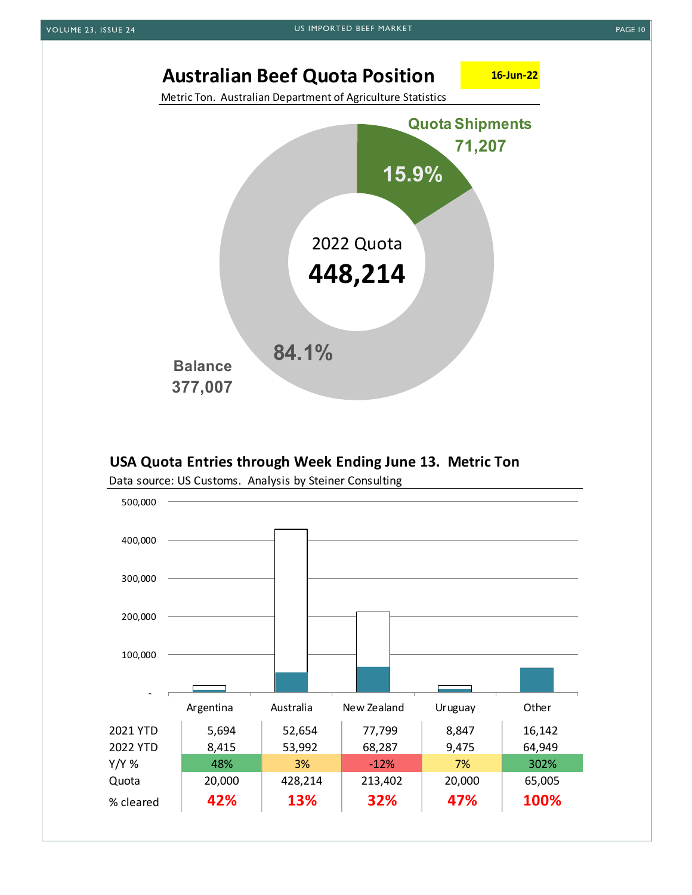## Australian Beef Quota Position

16-Jun-22

Metric Ton. Australian Department of Agriculture Statistics

Quota Shipments
71,207

15.9%

2022 Quota
**448,214**

84.1%

Balance
377,007

## USA Quota Entries through Week Ending June 13. Metric Ton

Data source: US Customs. Analysis by Steiner Consulting

500,000
400,000
300,000
200,000
100,000
-

| | Argentina | Australia | New Zealand | Uruguay | Other |
|---|---|---|---|---|---|
| 2021 YTD | 5,694 | 52,654 | 77,799 | 8,847 | 16,142 |
| 2022 YTD | 8,415 | 53,992 | 68,287 | 9,475 | 64,949 |
| Y/Y % | 48% | 3% | -12% | 7% | 302% |
| Quota | 20,000 | 428,214 | 213,402 | 20,000 | 65,005 |
| % cleared | **42%** | **13%** | **32%** | **47%** | **100%** |